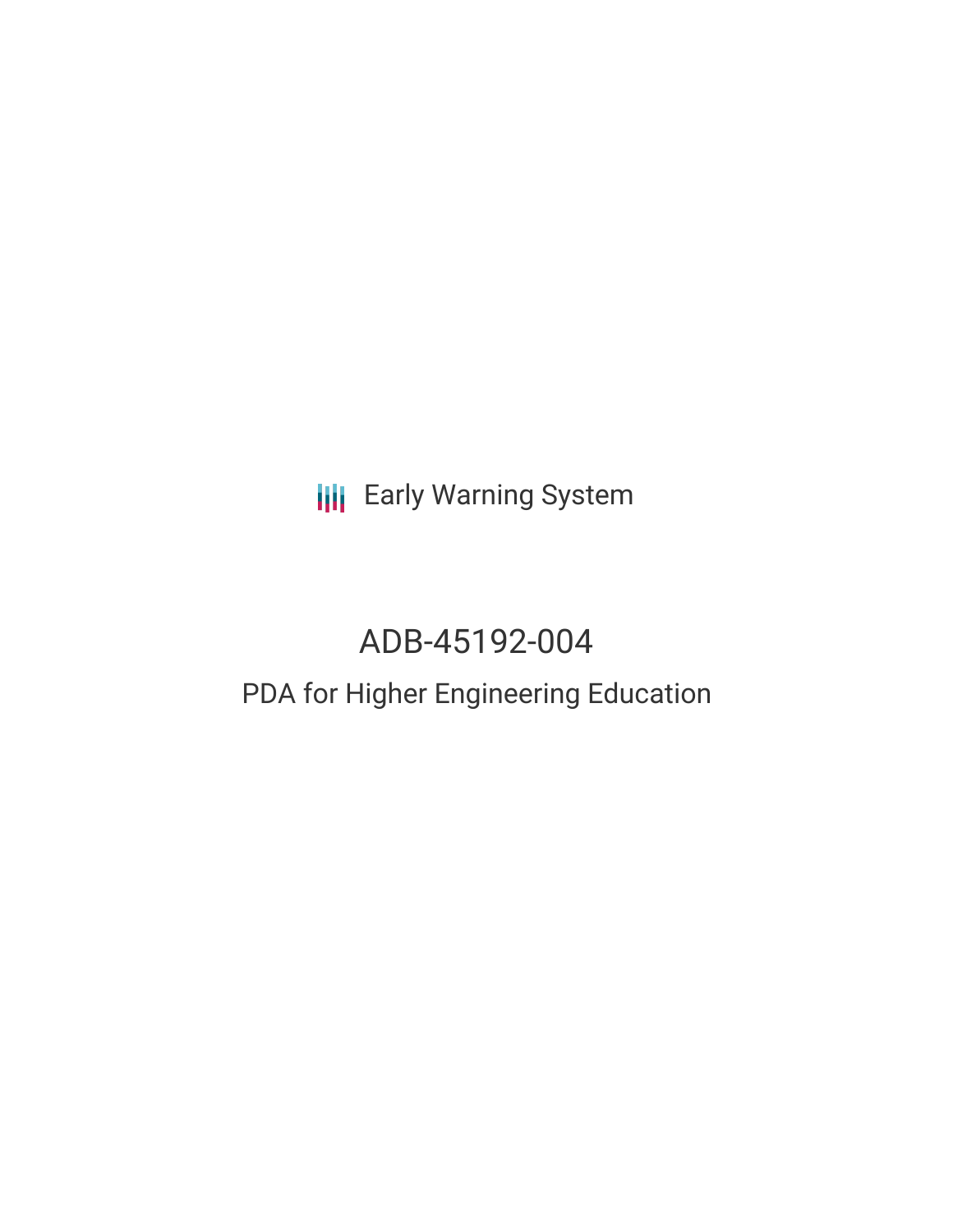Early Warning System

# ADB-45192-004

## PDA for Higher Engineering Education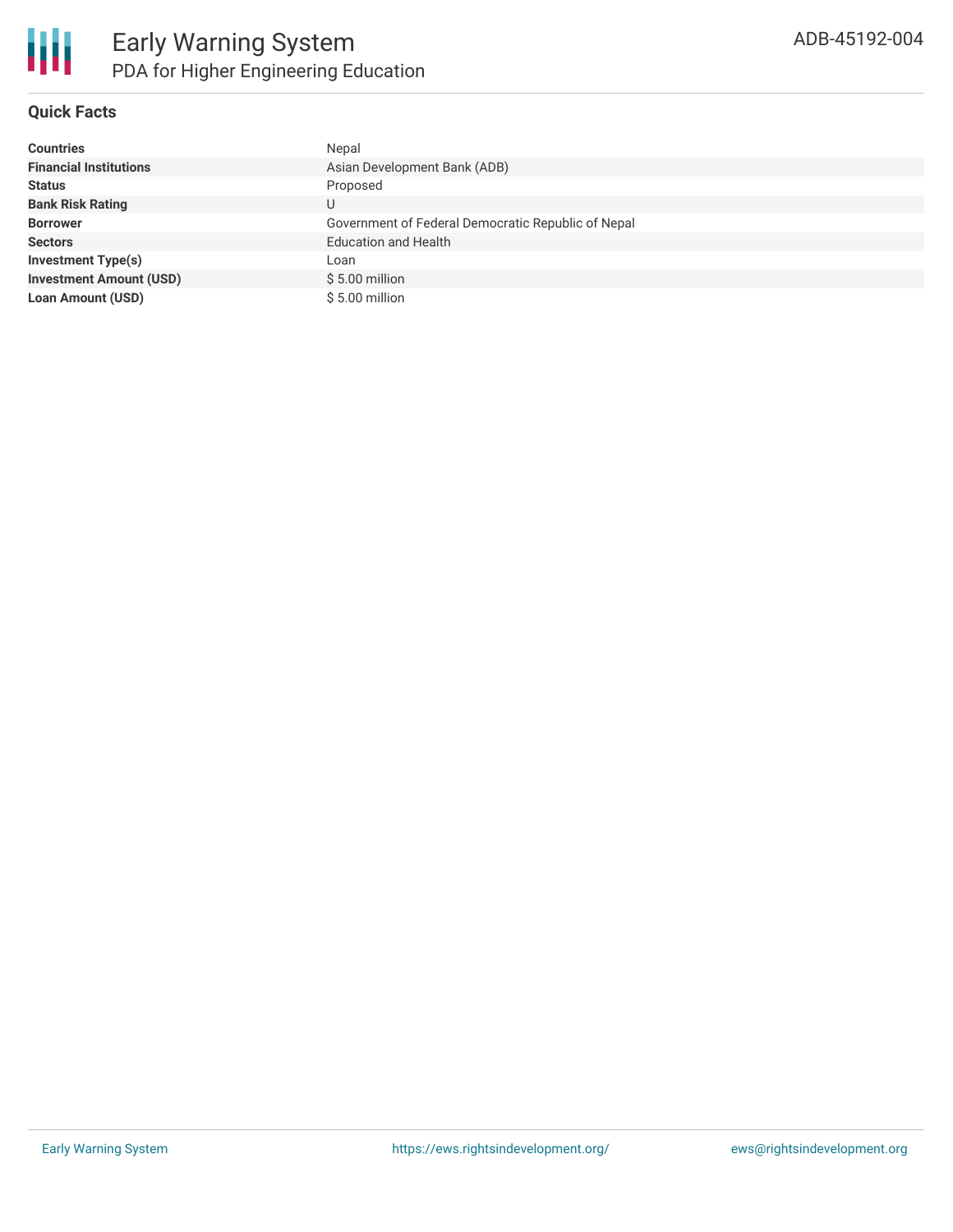## Quick Facts

| | |
|---|---|
| **Countries** | Nepal |
| **Financial Institutions** | Asian Development Bank (ADB) |
| **Status** | Proposed |
| **Bank Risk Rating** | U |
| **Borrower** | Government of Federal Democratic Republic of Nepal |
| **Sectors** | Education and Health |
| **Investment Type(s)** | Loan |
| **Investment Amount (USD)** | $ 5.00 million |
| **Loan Amount (USD)** | $ 5.00 million |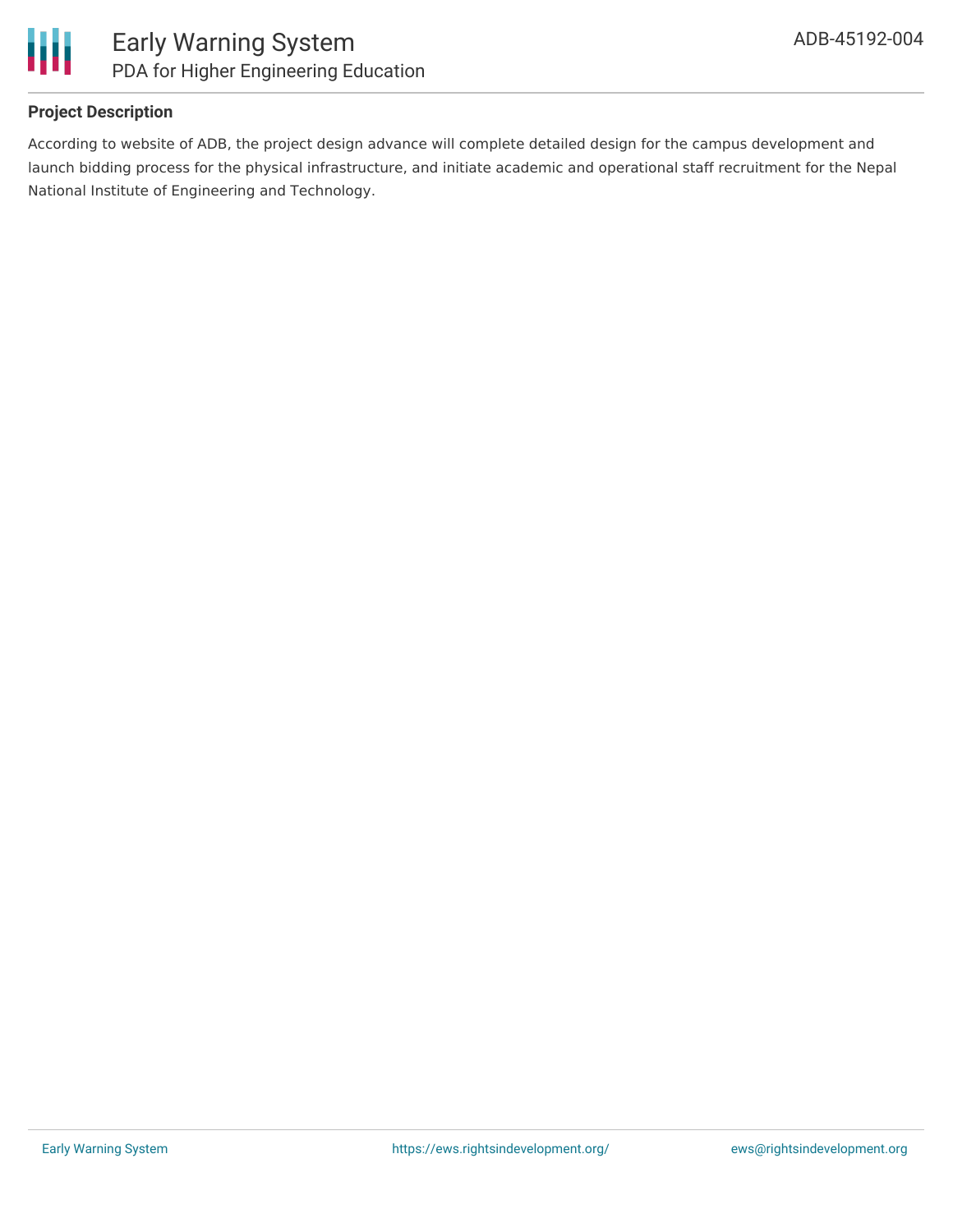**Project Description**

According to website of ADB, the project design advance will complete detailed design for the campus development and launch bidding process for the physical infrastructure, and initiate academic and operational staff recruitment for the Nepal National Institute of Engineering and Technology.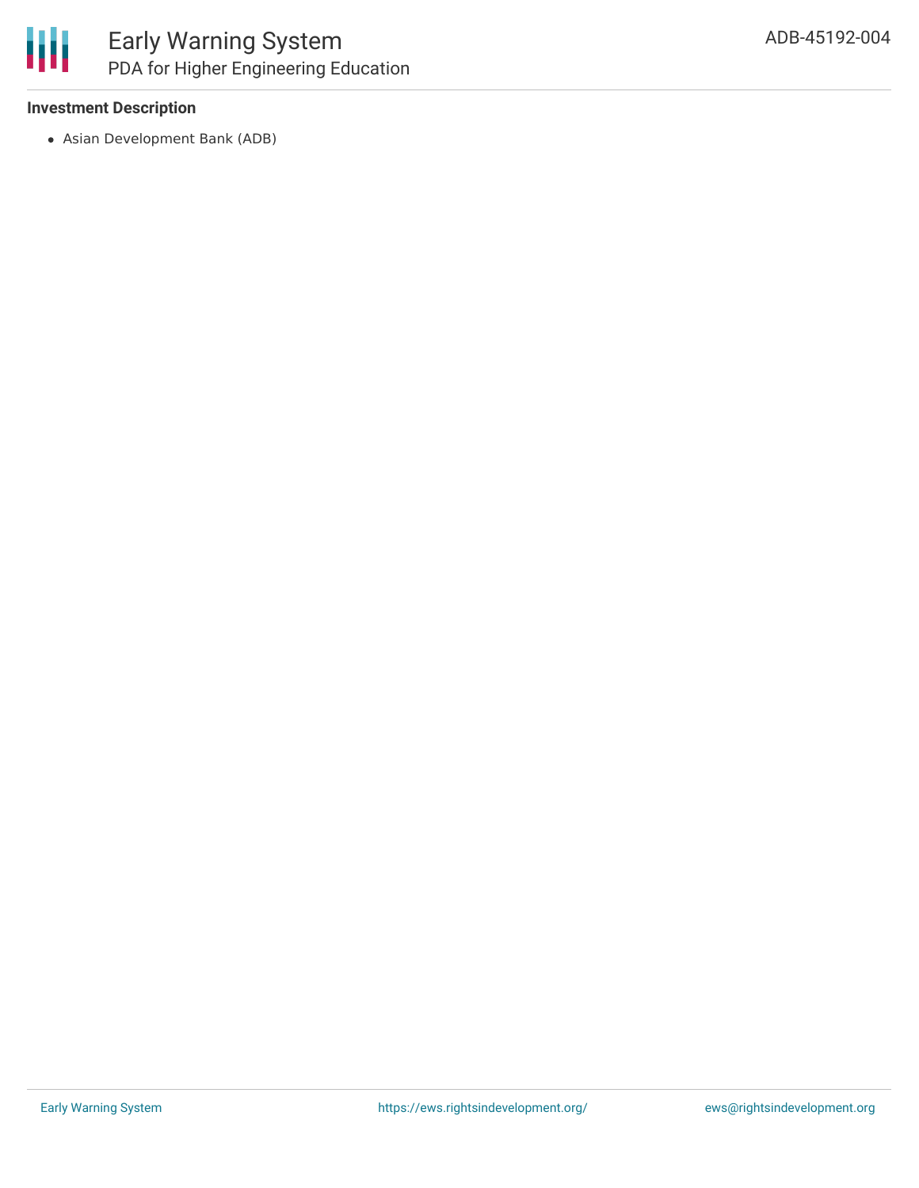### Investment Description

- Asian Development Bank (ADB)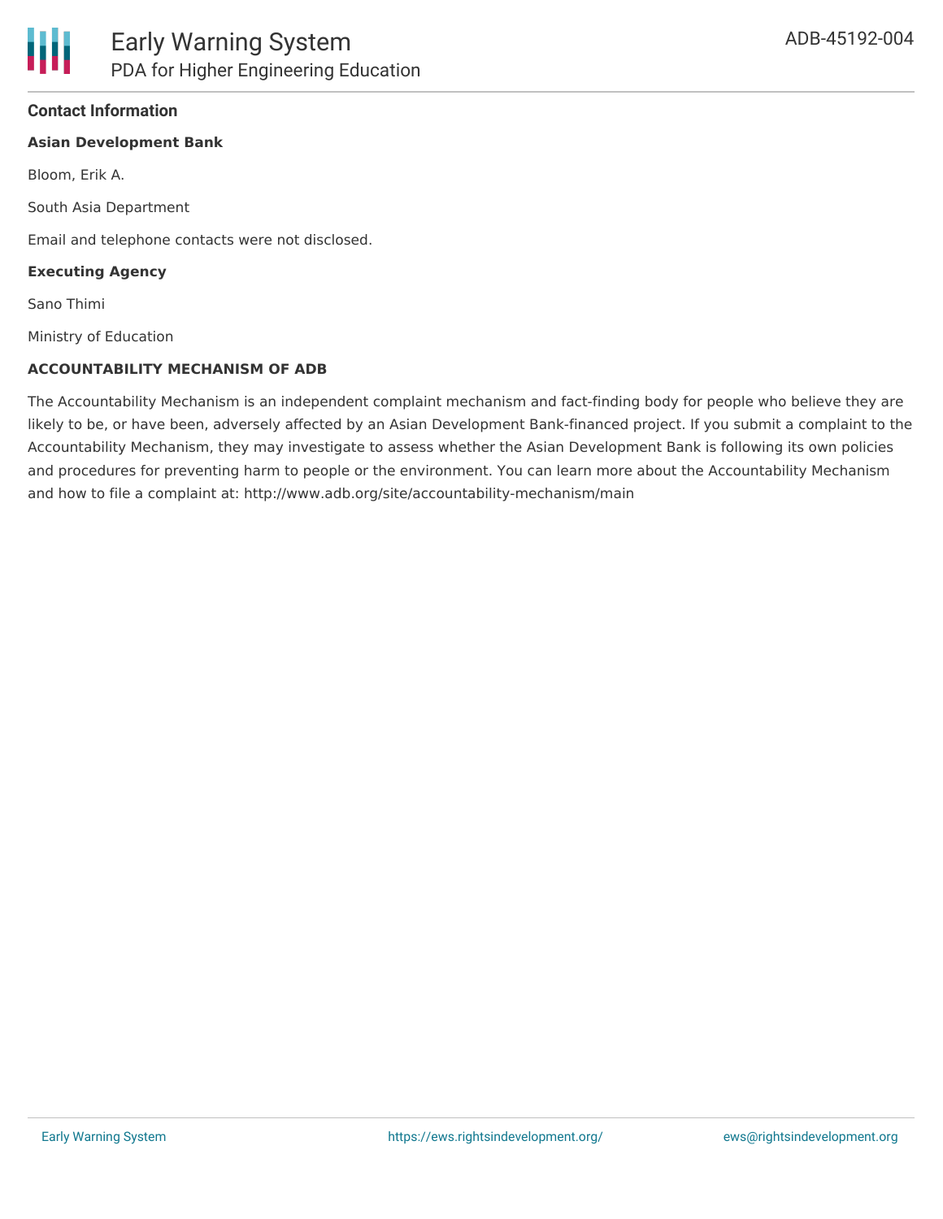### Contact Information

**Asian Development Bank**

Bloom, Erik A.

South Asia Department

Email and telephone contacts were not disclosed.

**Executing Agency**

Sano Thimi

Ministry of Education

**ACCOUNTABILITY MECHANISM OF ADB**

The Accountability Mechanism is an independent complaint mechanism and fact-finding body for people who believe they are likely to be, or have been, adversely affected by an Asian Development Bank-financed project. If you submit a complaint to the Accountability Mechanism, they may investigate to assess whether the Asian Development Bank is following its own policies and procedures for preventing harm to people or the environment. You can learn more about the Accountability Mechanism and how to file a complaint at: http://www.adb.org/site/accountability-mechanism/main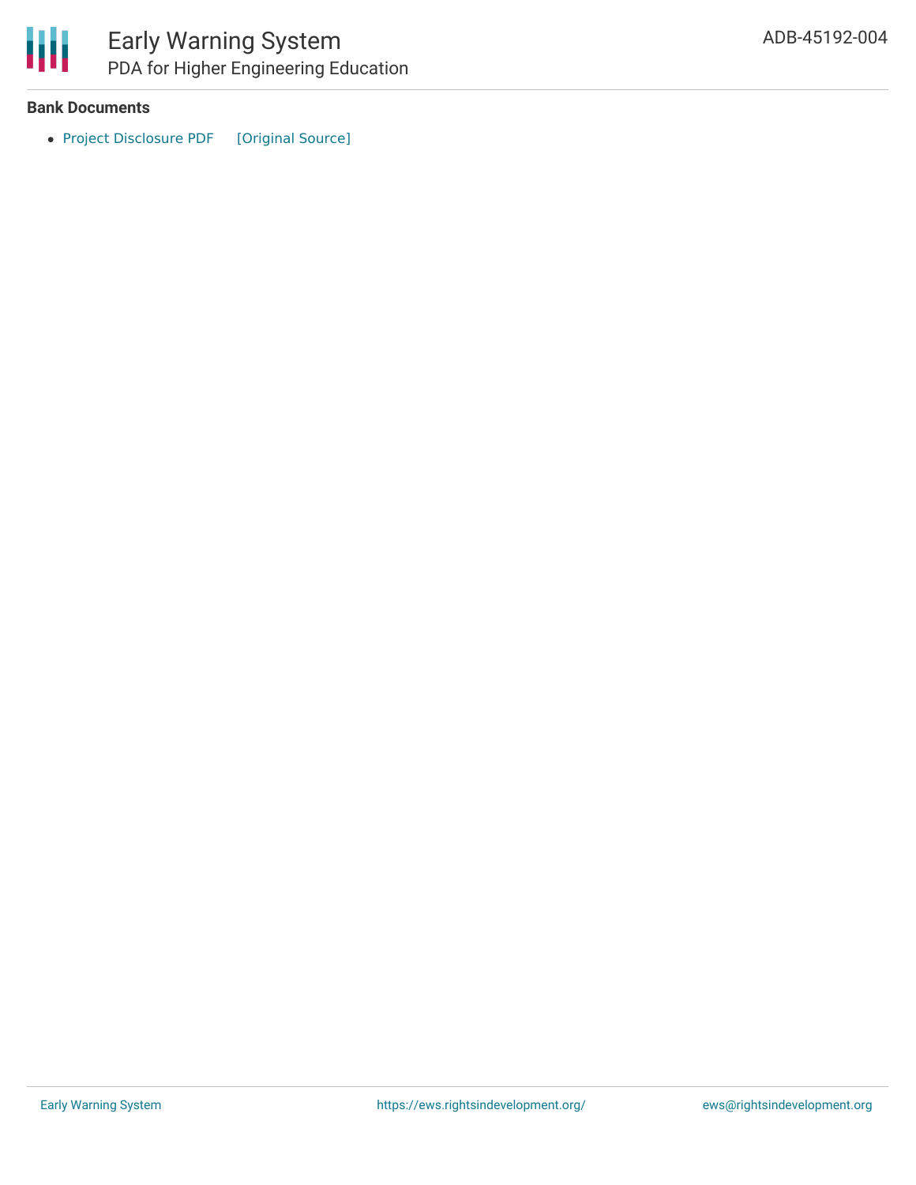**Bank Documents**

- Project Disclosure PDF [Original Source]